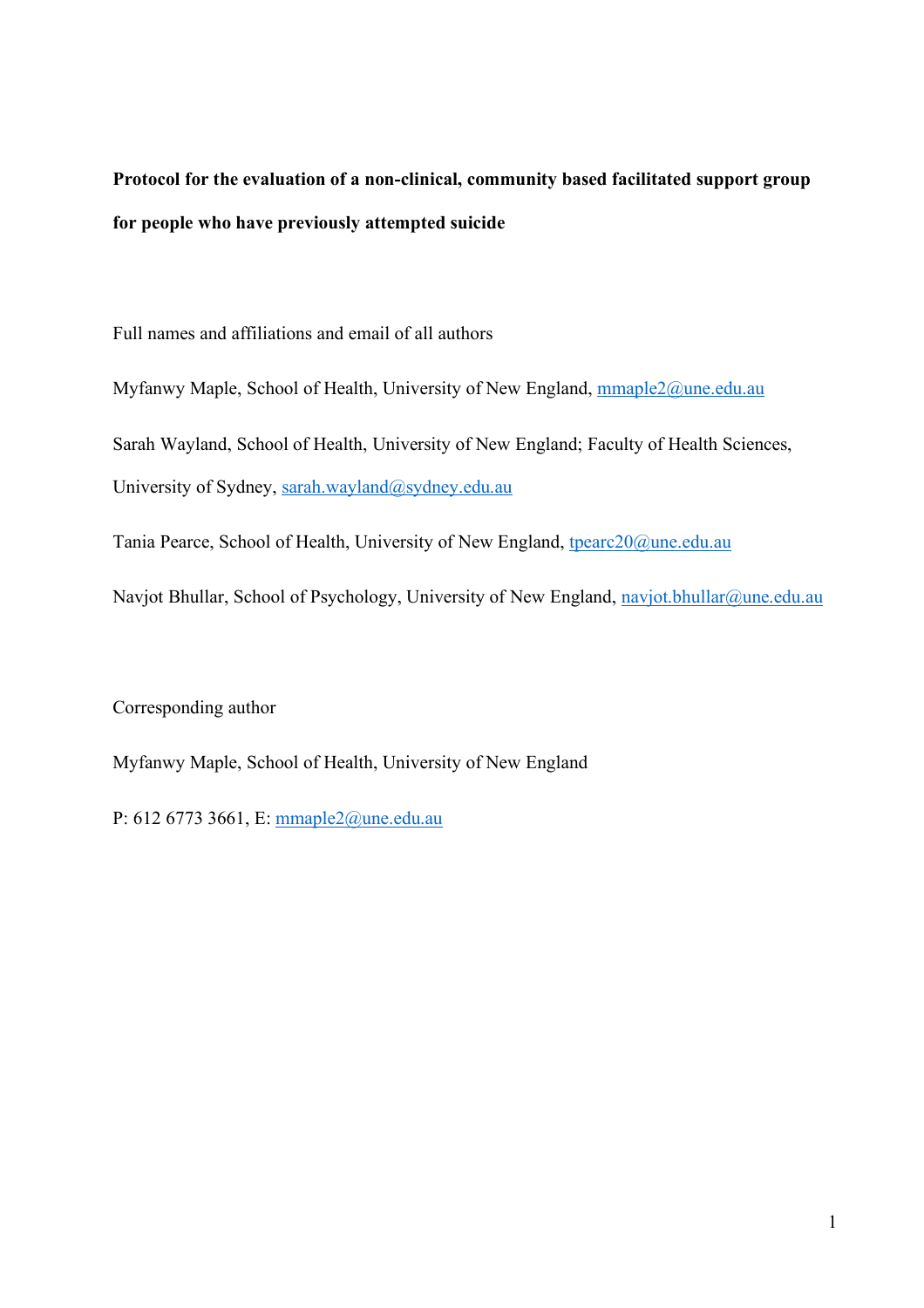**Protocol for the evaluation of a non-clinical, community based facilitated support group for people who have previously attempted suicide**

Full names and affiliations and email of all authors

Myfanwy Maple, School of Health, University of New England, mmaple2@une.edu.au

Sarah Wayland, School of Health, University of New England; Faculty of Health Sciences, University of Sydney, sarah.wayland@sydney.edu.au

Tania Pearce, School of Health, University of New England, tpearc20@une.edu.au

Navjot Bhullar, School of Psychology, University of New England, navjot.bhullar@une.edu.au

Corresponding author

Myfanwy Maple, School of Health, University of New England

P: 612 6773 3661, E: mmaple2@une.edu.au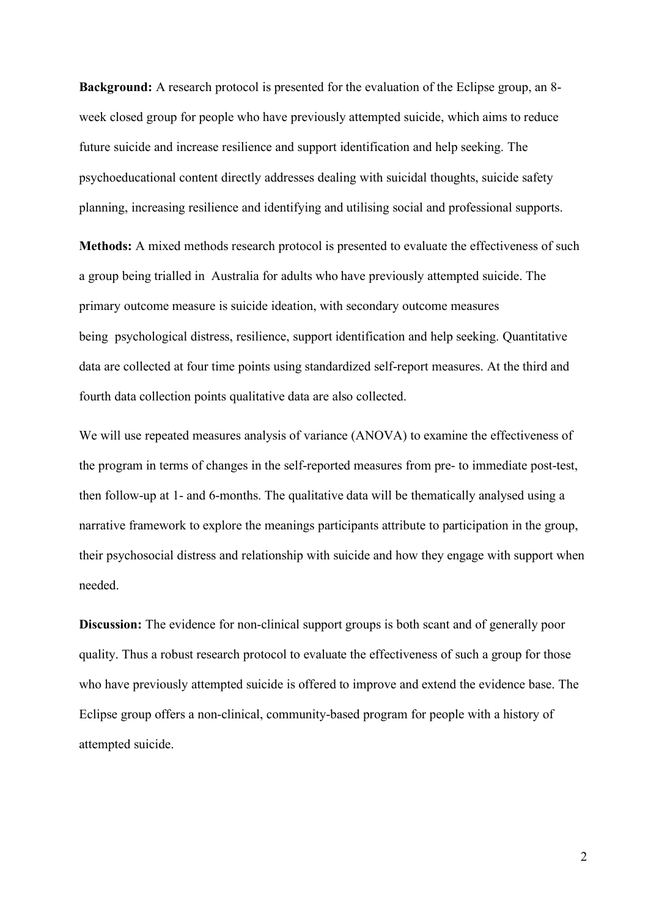**Background:** A research protocol is presented for the evaluation of the Eclipse group, an 8-week closed group for people who have previously attempted suicide, which aims to reduce future suicide and increase resilience and support identification and help seeking. The psychoeducational content directly addresses dealing with suicidal thoughts, suicide safety planning, increasing resilience and identifying and utilising social and professional supports.

**Methods:** A mixed methods research protocol is presented to evaluate the effectiveness of such a group being trialled in Australia for adults who have previously attempted suicide. The primary outcome measure is suicide ideation, with secondary outcome measures being psychological distress, resilience, support identification and help seeking. Quantitative data are collected at four time points using standardized self-report measures. At the third and fourth data collection points qualitative data are also collected.

We will use repeated measures analysis of variance (ANOVA) to examine the effectiveness of the program in terms of changes in the self-reported measures from pre- to immediate post-test, then follow-up at 1- and 6-months. The qualitative data will be thematically analysed using a narrative framework to explore the meanings participants attribute to participation in the group, their psychosocial distress and relationship with suicide and how they engage with support when needed.

**Discussion:** The evidence for non-clinical support groups is both scant and of generally poor quality. Thus a robust research protocol to evaluate the effectiveness of such a group for those who have previously attempted suicide is offered to improve and extend the evidence base. The Eclipse group offers a non-clinical, community-based program for people with a history of attempted suicide.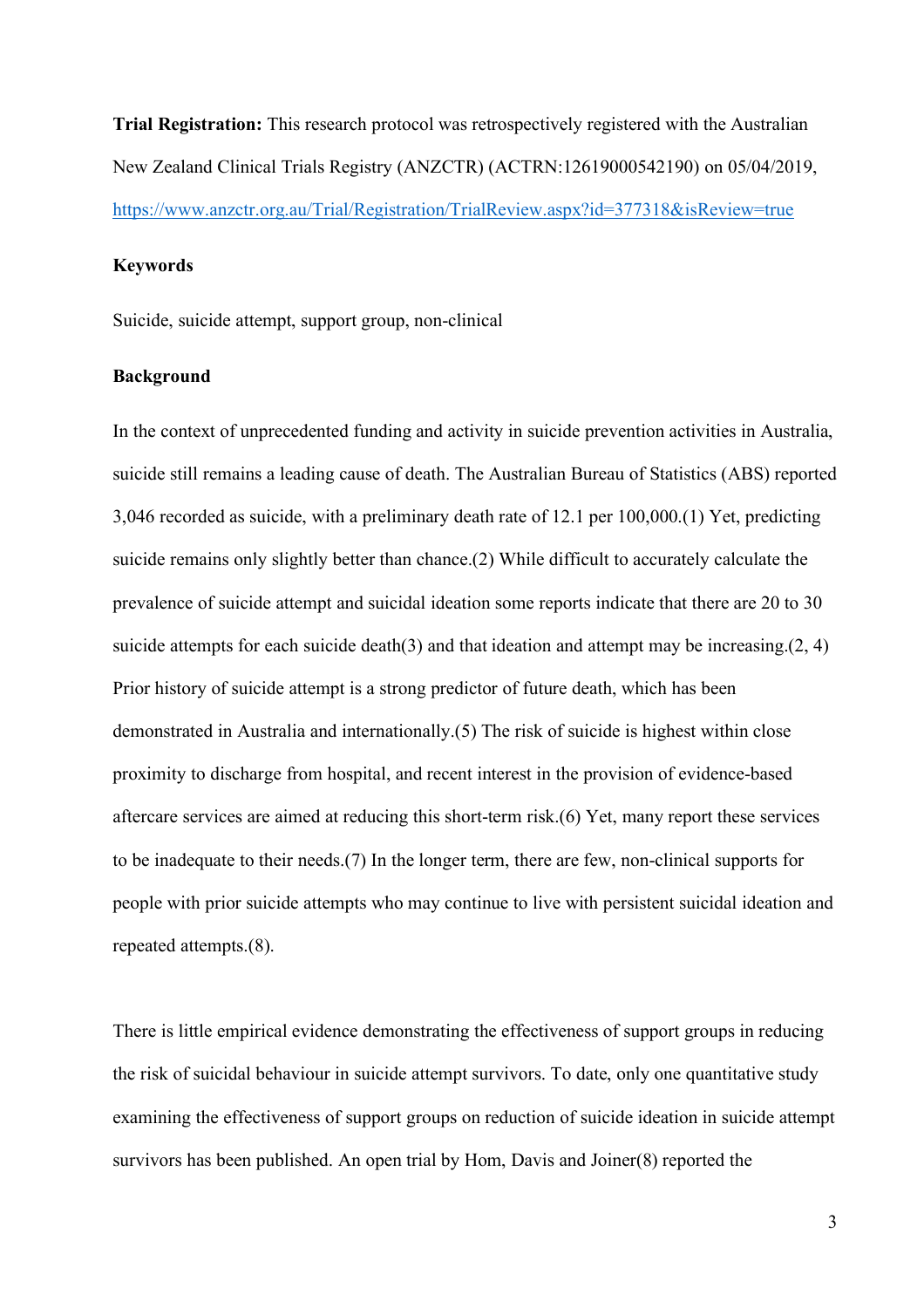**Trial Registration:** This research protocol was retrospectively registered with the Australian New Zealand Clinical Trials Registry (ANZCTR) (ACTRN:12619000542190) on 05/04/2019, https://www.anzctr.org.au/Trial/Registration/TrialReview.aspx?id=377318&isReview=true

**Keywords**

Suicide, suicide attempt, support group, non-clinical

**Background**

In the context of unprecedented funding and activity in suicide prevention activities in Australia, suicide still remains a leading cause of death. The Australian Bureau of Statistics (ABS) reported 3,046 recorded as suicide, with a preliminary death rate of 12.1 per 100,000.(1) Yet, predicting suicide remains only slightly better than chance.(2) While difficult to accurately calculate the prevalence of suicide attempt and suicidal ideation some reports indicate that there are 20 to 30 suicide attempts for each suicide death(3) and that ideation and attempt may be increasing.(2, 4) Prior history of suicide attempt is a strong predictor of future death, which has been demonstrated in Australia and internationally.(5) The risk of suicide is highest within close proximity to discharge from hospital, and recent interest in the provision of evidence-based aftercare services are aimed at reducing this short-term risk.(6) Yet, many report these services to be inadequate to their needs.(7) In the longer term, there are few, non-clinical supports for people with prior suicide attempts who may continue to live with persistent suicidal ideation and repeated attempts.(8).

There is little empirical evidence demonstrating the effectiveness of support groups in reducing the risk of suicidal behaviour in suicide attempt survivors. To date, only one quantitative study examining the effectiveness of support groups on reduction of suicide ideation in suicide attempt survivors has been published. An open trial by Hom, Davis and Joiner(8) reported the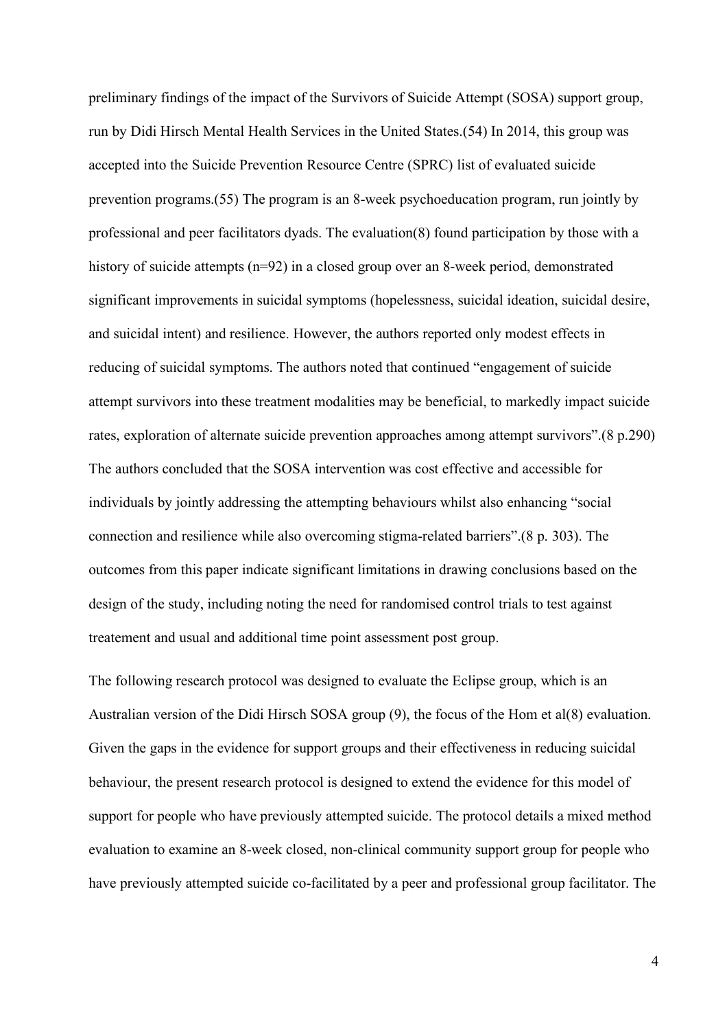preliminary findings of the impact of the Survivors of Suicide Attempt (SOSA) support group, run by Didi Hirsch Mental Health Services in the United States.(54) In 2014, this group was accepted into the Suicide Prevention Resource Centre (SPRC) list of evaluated suicide prevention programs.(55) The program is an 8-week psychoeducation program, run jointly by professional and peer facilitators dyads. The evaluation(8) found participation by those with a history of suicide attempts (n=92) in a closed group over an 8-week period, demonstrated significant improvements in suicidal symptoms (hopelessness, suicidal ideation, suicidal desire, and suicidal intent) and resilience. However, the authors reported only modest effects in reducing of suicidal symptoms. The authors noted that continued "engagement of suicide attempt survivors into these treatment modalities may be beneficial, to markedly impact suicide rates, exploration of alternate suicide prevention approaches among attempt survivors".(8 p.290) The authors concluded that the SOSA intervention was cost effective and accessible for individuals by jointly addressing the attempting behaviours whilst also enhancing "social connection and resilience while also overcoming stigma-related barriers".(8 p. 303). The outcomes from this paper indicate significant limitations in drawing conclusions based on the design of the study, including noting the need for randomised control trials to test against treatement and usual and additional time point assessment post group.

The following research protocol was designed to evaluate the Eclipse group, which is an Australian version of the Didi Hirsch SOSA group (9), the focus of the Hom et al(8) evaluation. Given the gaps in the evidence for support groups and their effectiveness in reducing suicidal behaviour, the present research protocol is designed to extend the evidence for this model of support for people who have previously attempted suicide. The protocol details a mixed method evaluation to examine an 8-week closed, non-clinical community support group for people who have previously attempted suicide co-facilitated by a peer and professional group facilitator. The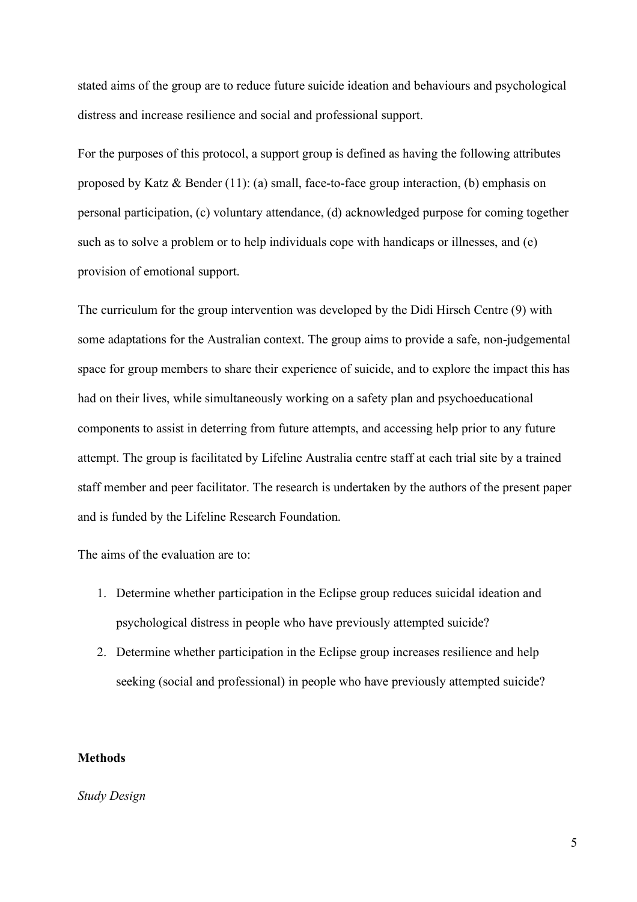stated aims of the group are to reduce future suicide ideation and behaviours and psychological distress and increase resilience and social and professional support.

For the purposes of this protocol, a support group is defined as having the following attributes proposed by Katz & Bender (11): (a) small, face-to-face group interaction, (b) emphasis on personal participation, (c) voluntary attendance, (d) acknowledged purpose for coming together such as to solve a problem or to help individuals cope with handicaps or illnesses, and (e) provision of emotional support.

The curriculum for the group intervention was developed by the Didi Hirsch Centre (9) with some adaptations for the Australian context. The group aims to provide a safe, non-judgemental space for group members to share their experience of suicide, and to explore the impact this has had on their lives, while simultaneously working on a safety plan and psychoeducational components to assist in deterring from future attempts, and accessing help prior to any future attempt. The group is facilitated by Lifeline Australia centre staff at each trial site by a trained staff member and peer facilitator. The research is undertaken by the authors of the present paper and is funded by the Lifeline Research Foundation.

The aims of the evaluation are to:

1. Determine whether participation in the Eclipse group reduces suicidal ideation and psychological distress in people who have previously attempted suicide?
2. Determine whether participation in the Eclipse group increases resilience and help seeking (social and professional) in people who have previously attempted suicide?

## Methods

*Study Design*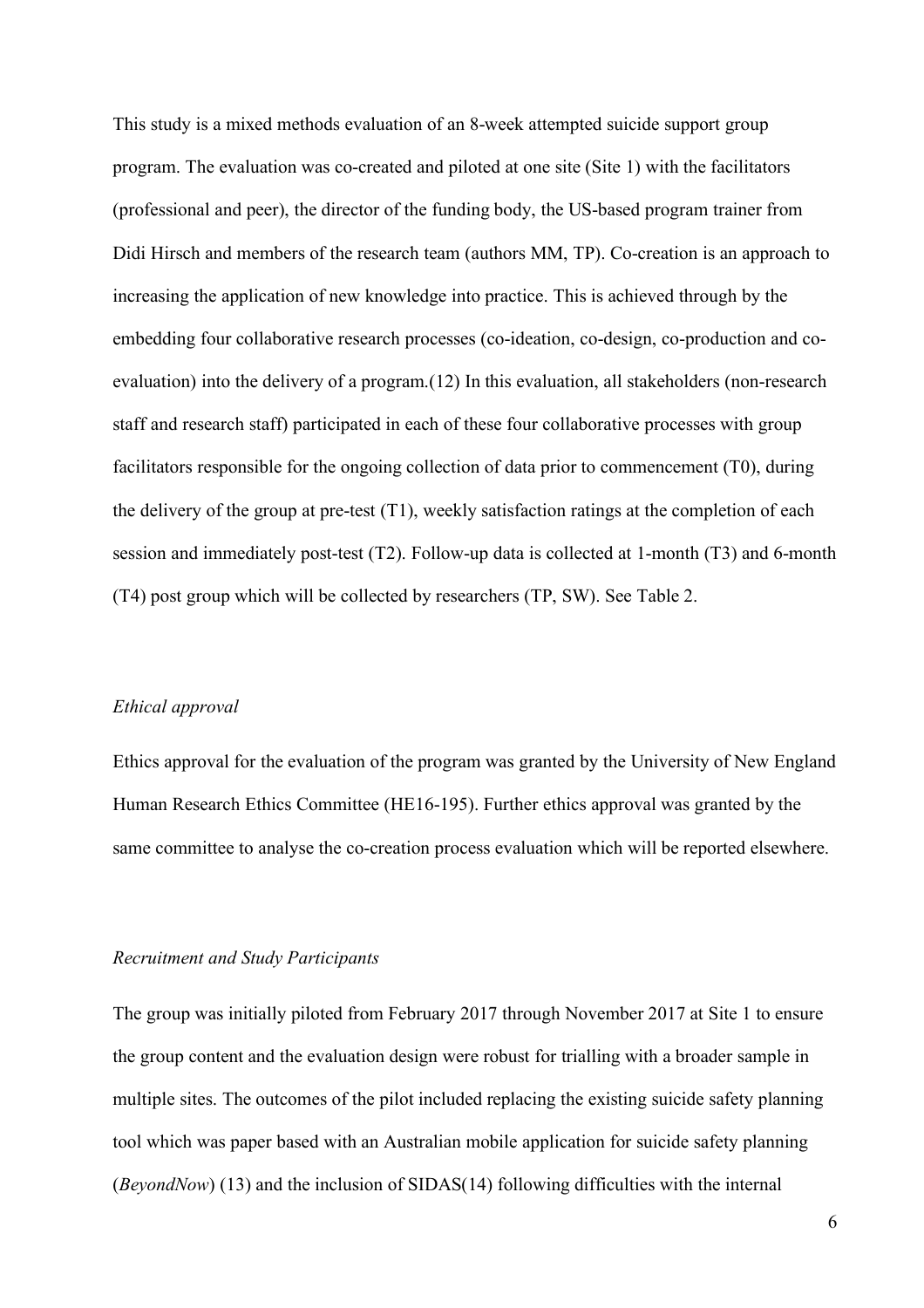This study is a mixed methods evaluation of an 8-week attempted suicide support group program. The evaluation was co-created and piloted at one site (Site 1) with the facilitators (professional and peer), the director of the funding body, the US-based program trainer from Didi Hirsch and members of the research team (authors MM, TP). Co-creation is an approach to increasing the application of new knowledge into practice. This is achieved through by the embedding four collaborative research processes (co-ideation, co-design, co-production and co-evaluation) into the delivery of a program.(12) In this evaluation, all stakeholders (non-research staff and research staff) participated in each of these four collaborative processes with group facilitators responsible for the ongoing collection of data prior to commencement (T0), during the delivery of the group at pre-test (T1), weekly satisfaction ratings at the completion of each session and immediately post-test (T2). Follow-up data is collected at 1-month (T3) and 6-month (T4) post group which will be collected by researchers (TP, SW). See Table 2.

*Ethical approval*

Ethics approval for the evaluation of the program was granted by the University of New England Human Research Ethics Committee (HE16-195). Further ethics approval was granted by the same committee to analyse the co-creation process evaluation which will be reported elsewhere.

*Recruitment and Study Participants*

The group was initially piloted from February 2017 through November 2017 at Site 1 to ensure the group content and the evaluation design were robust for trialling with a broader sample in multiple sites. The outcomes of the pilot included replacing the existing suicide safety planning tool which was paper based with an Australian mobile application for suicide safety planning (*BeyondNow*) (13) and the inclusion of SIDAS(14) following difficulties with the internal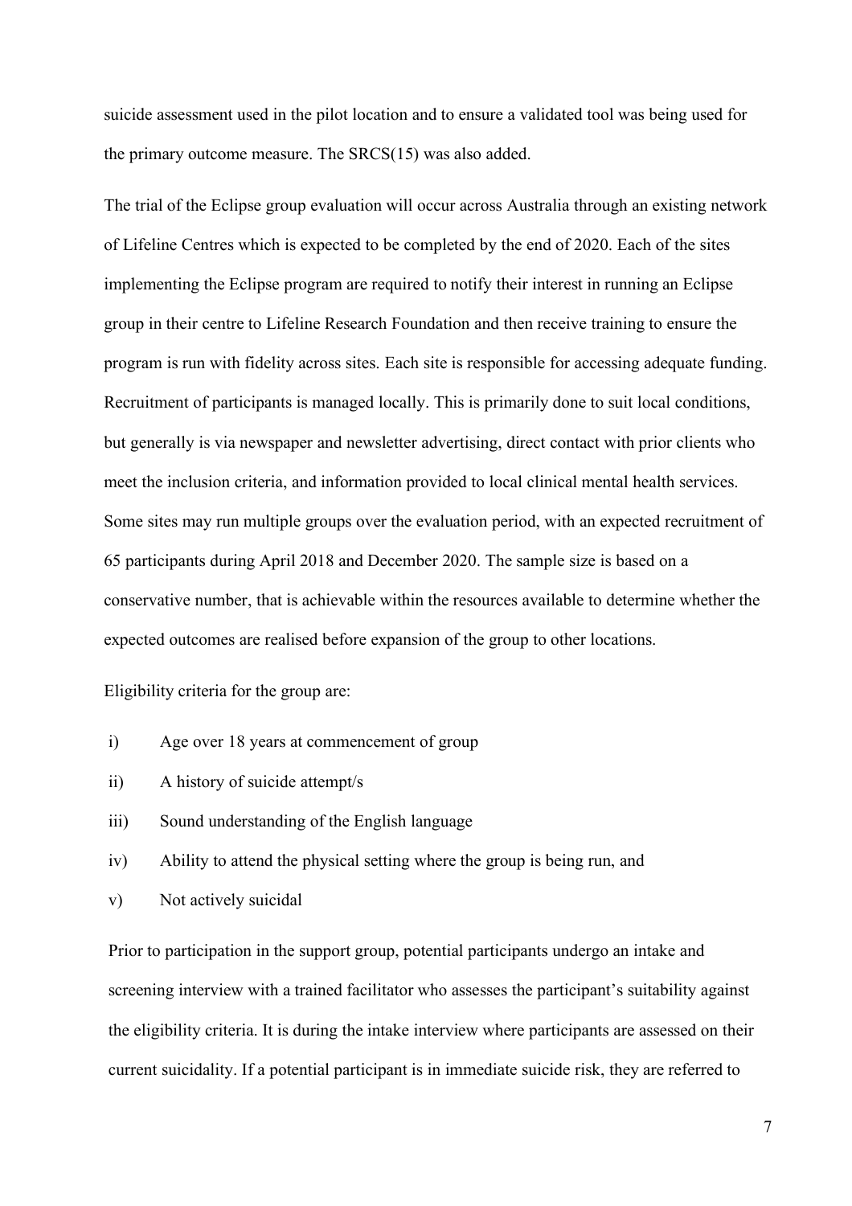suicide assessment used in the pilot location and to ensure a validated tool was being used for the primary outcome measure. The SRCS(15) was also added.

The trial of the Eclipse group evaluation will occur across Australia through an existing network of Lifeline Centres which is expected to be completed by the end of 2020. Each of the sites implementing the Eclipse program are required to notify their interest in running an Eclipse group in their centre to Lifeline Research Foundation and then receive training to ensure the program is run with fidelity across sites. Each site is responsible for accessing adequate funding. Recruitment of participants is managed locally. This is primarily done to suit local conditions, but generally is via newspaper and newsletter advertising, direct contact with prior clients who meet the inclusion criteria, and information provided to local clinical mental health services. Some sites may run multiple groups over the evaluation period, with an expected recruitment of 65 participants during April 2018 and December 2020. The sample size is based on a conservative number, that is achievable within the resources available to determine whether the expected outcomes are realised before expansion of the group to other locations.

Eligibility criteria for the group are:

- i) Age over 18 years at commencement of group
- ii) A history of suicide attempt/s
- iii) Sound understanding of the English language
- iv) Ability to attend the physical setting where the group is being run, and
- v) Not actively suicidal

Prior to participation in the support group, potential participants undergo an intake and screening interview with a trained facilitator who assesses the participant's suitability against the eligibility criteria. It is during the intake interview where participants are assessed on their current suicidality. If a potential participant is in immediate suicide risk, they are referred to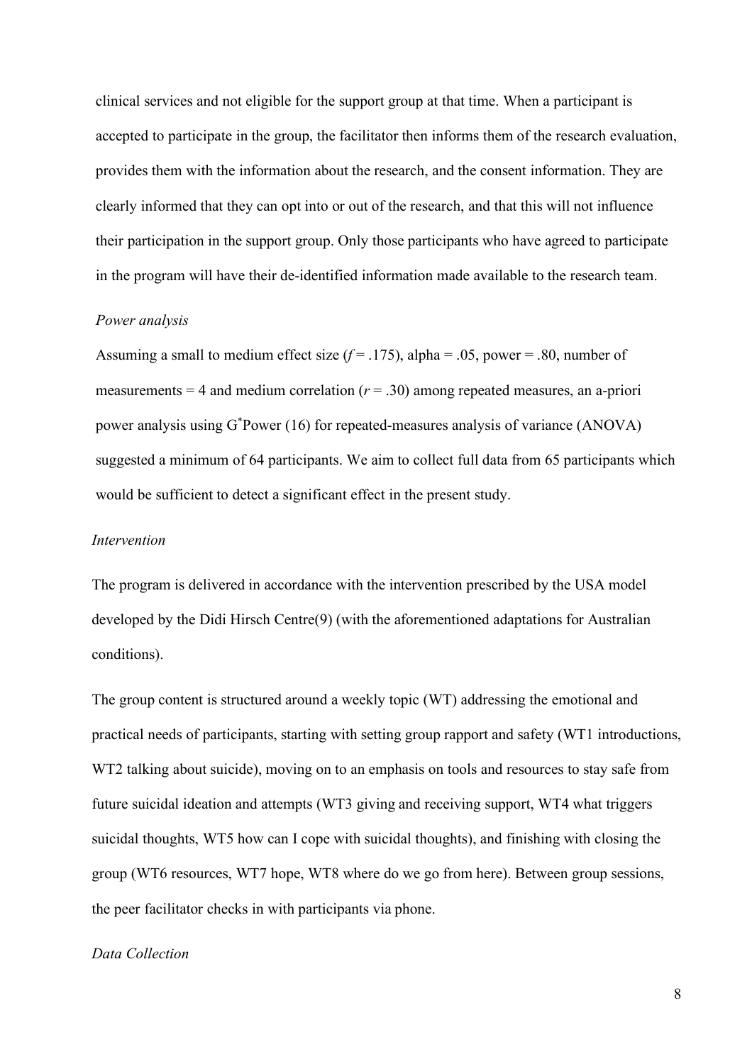clinical services and not eligible for the support group at that time. When a participant is accepted to participate in the group, the facilitator then informs them of the research evaluation, provides them with the information about the research, and the consent information. They are clearly informed that they can opt into or out of the research, and that this will not influence their participation in the support group. Only those participants who have agreed to participate in the program will have their de-identified information made available to the research team.

### *Power analysis*

Assuming a small to medium effect size ($f = .175$), alpha = .05, power = .80, number of measurements = 4 and medium correlation ($r = .30$) among repeated measures, an a-priori power analysis using G*Power (16) for repeated-measures analysis of variance (ANOVA) suggested a minimum of 64 participants. We aim to collect full data from 65 participants which would be sufficient to detect a significant effect in the present study.

### *Intervention*

The program is delivered in accordance with the intervention prescribed by the USA model developed by the Didi Hirsch Centre(9) (with the aforementioned adaptations for Australian conditions).

The group content is structured around a weekly topic (WT) addressing the emotional and practical needs of participants, starting with setting group rapport and safety (WT1 introductions, WT2 talking about suicide), moving on to an emphasis on tools and resources to stay safe from future suicidal ideation and attempts (WT3 giving and receiving support, WT4 what triggers suicidal thoughts, WT5 how can I cope with suicidal thoughts), and finishing with closing the group (WT6 resources, WT7 hope, WT8 where do we go from here). Between group sessions, the peer facilitator checks in with participants via phone.

### *Data Collection*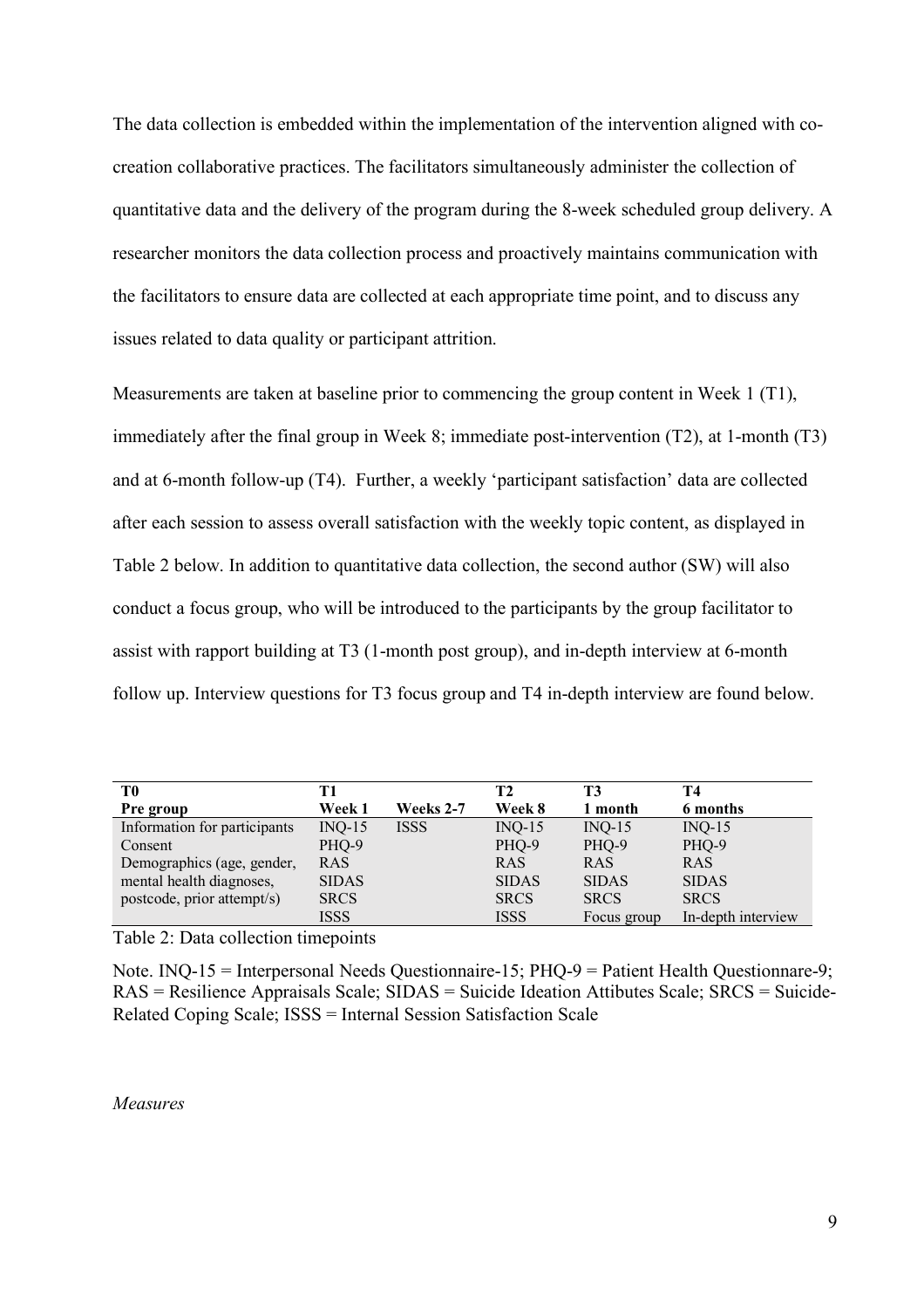The data collection is embedded within the implementation of the intervention aligned with co-creation collaborative practices. The facilitators simultaneously administer the collection of quantitative data and the delivery of the program during the 8-week scheduled group delivery. A researcher monitors the data collection process and proactively maintains communication with the facilitators to ensure data are collected at each appropriate time point, and to discuss any issues related to data quality or participant attrition.

Measurements are taken at baseline prior to commencing the group content in Week 1 (T1), immediately after the final group in Week 8; immediate post-intervention (T2), at 1-month (T3) and at 6-month follow-up (T4). Further, a weekly 'participant satisfaction' data are collected after each session to assess overall satisfaction with the weekly topic content, as displayed in Table 2 below. In addition to quantitative data collection, the second author (SW) will also conduct a focus group, who will be introduced to the participants by the group facilitator to assist with rapport building at T3 (1-month post group), and in-depth interview at 6-month follow up. Interview questions for T3 focus group and T4 in-depth interview are found below.

| **T0** | **T1** | | **T2** | **T3** | **T4** |
|---|---|---|---|---|---|
| **Pre group** | **Week 1** | **Weeks 2-7** | **Week 8** | **1 month** | **6 months** |
| Information for participants | INQ-15 | ISSS | INQ-15 | INQ-15 | INQ-15 |
| Consent | PHQ-9 | | PHQ-9 | PHQ-9 | PHQ-9 |
| Demographics (age, gender, | RAS | | RAS | RAS | RAS |
| mental health diagnoses, | SIDAS | | SIDAS | SIDAS | SIDAS |
| postcode, prior attempt/s) | SRCS | | SRCS | SRCS | SRCS |
| | ISSS | | ISSS | Focus group | In-depth interview |

Table 2: Data collection timepoints

Note. INQ-15 = Interpersonal Needs Questionnaire-15; PHQ-9 = Patient Health Questionnare-9; RAS = Resilience Appraisals Scale; SIDAS = Suicide Ideation Attibutes Scale; SRCS = Suicide-Related Coping Scale; ISSS = Internal Session Satisfaction Scale

*Measures*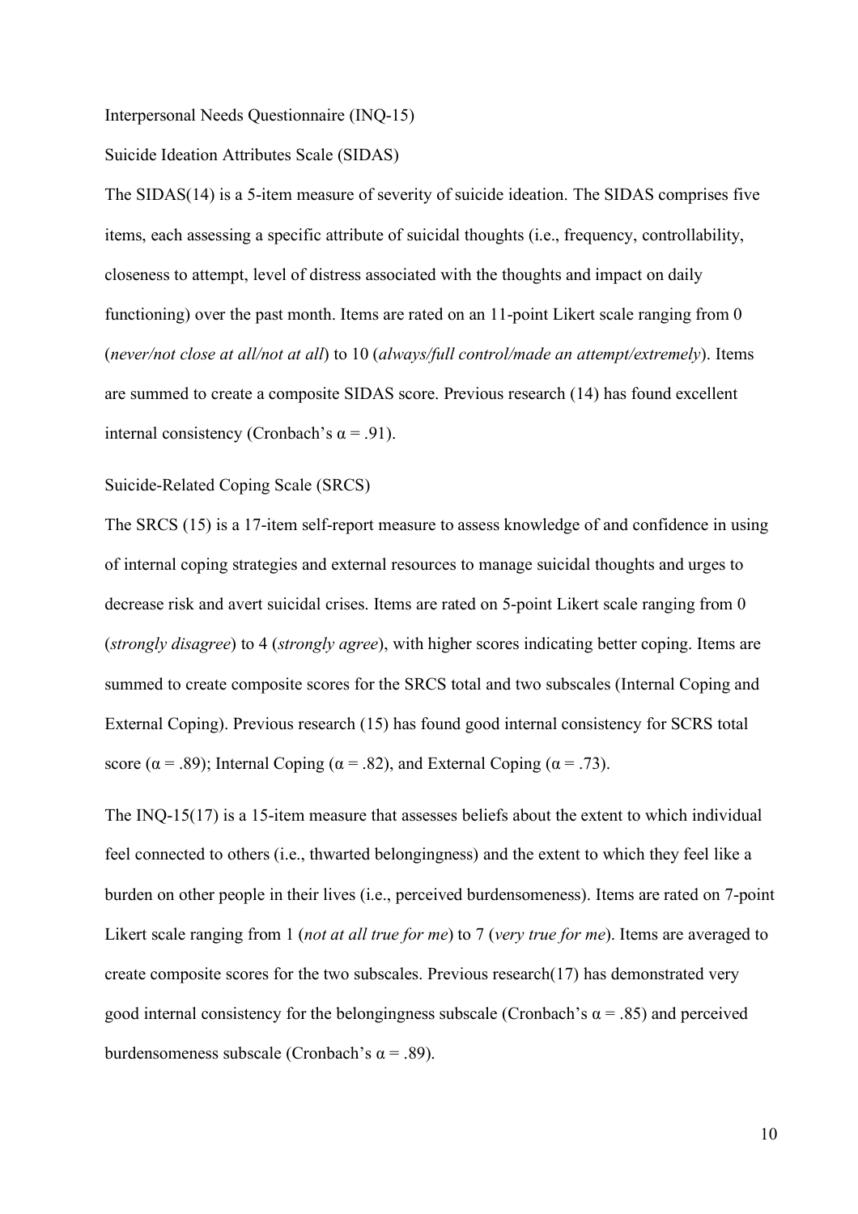Interpersonal Needs Questionnaire (INQ-15)

Suicide Ideation Attributes Scale (SIDAS)

The SIDAS(14) is a 5-item measure of severity of suicide ideation. The SIDAS comprises five items, each assessing a specific attribute of suicidal thoughts (i.e., frequency, controllability, closeness to attempt, level of distress associated with the thoughts and impact on daily functioning) over the past month. Items are rated on an 11-point Likert scale ranging from 0 (*never/not close at all/not at all*) to 10 (*always/full control/made an attempt/extremely*). Items are summed to create a composite SIDAS score. Previous research (14) has found excellent internal consistency (Cronbach's α = .91).

Suicide-Related Coping Scale (SRCS)

The SRCS (15) is a 17-item self-report measure to assess knowledge of and confidence in using of internal coping strategies and external resources to manage suicidal thoughts and urges to decrease risk and avert suicidal crises. Items are rated on 5-point Likert scale ranging from 0 (*strongly disagree*) to 4 (*strongly agree*), with higher scores indicating better coping. Items are summed to create composite scores for the SRCS total and two subscales (Internal Coping and External Coping). Previous research (15) has found good internal consistency for SCRS total score (α = .89); Internal Coping (α = .82), and External Coping (α = .73).

The INQ-15(17) is a 15-item measure that assesses beliefs about the extent to which individual feel connected to others (i.e., thwarted belongingness) and the extent to which they feel like a burden on other people in their lives (i.e., perceived burdensomeness). Items are rated on 7-point Likert scale ranging from 1 (*not at all true for me*) to 7 (*very true for me*). Items are averaged to create composite scores for the two subscales. Previous research(17) has demonstrated very good internal consistency for the belongingness subscale (Cronbach's α = .85) and perceived burdensomeness subscale (Cronbach's α = .89).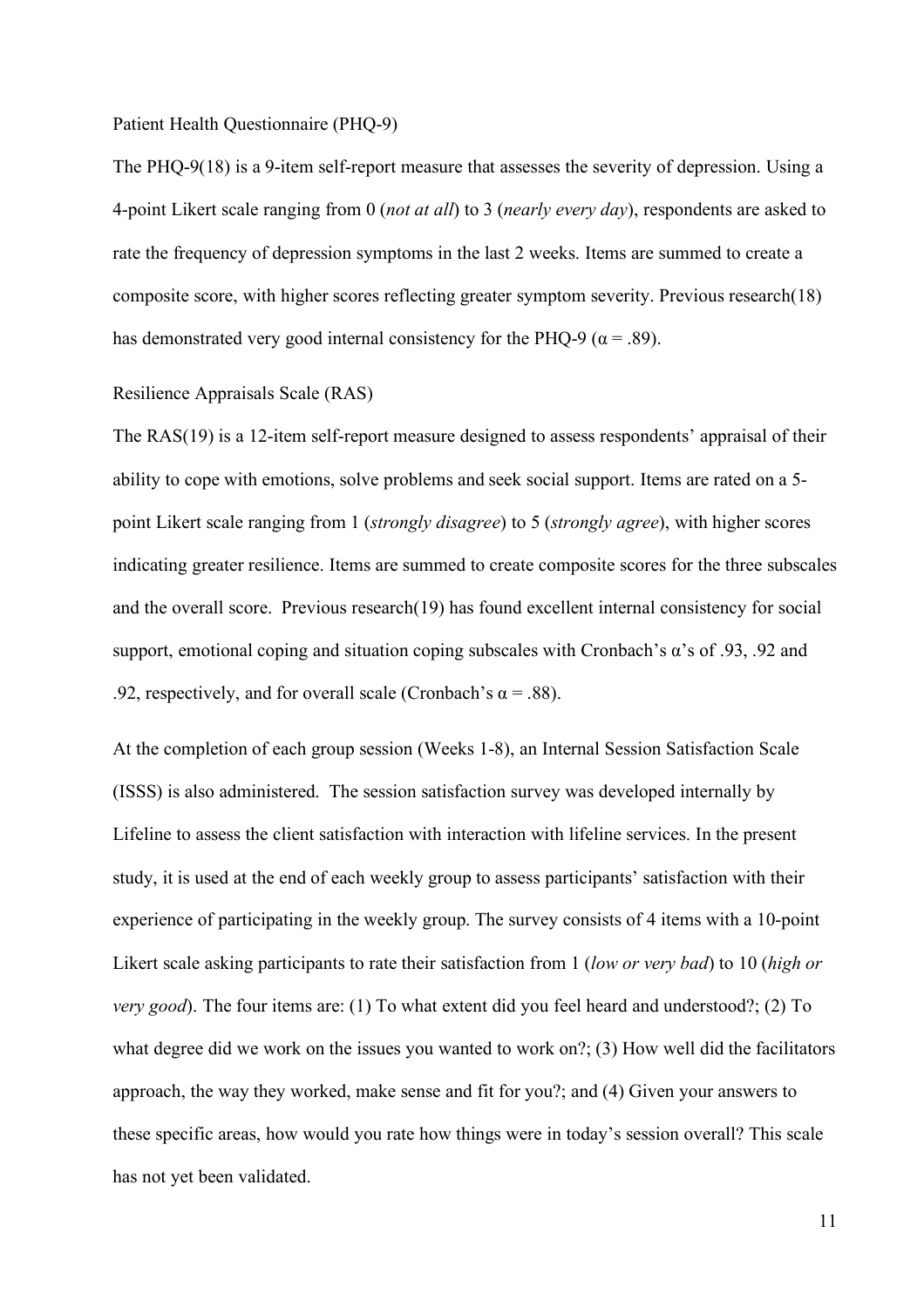### Patient Health Questionnaire (PHQ-9)

The PHQ-9(18) is a 9-item self-report measure that assesses the severity of depression. Using a 4-point Likert scale ranging from 0 (*not at all*) to 3 (*nearly every day*), respondents are asked to rate the frequency of depression symptoms in the last 2 weeks. Items are summed to create a composite score, with higher scores reflecting greater symptom severity. Previous research(18) has demonstrated very good internal consistency for the PHQ-9 ($\alpha = .89$).

### Resilience Appraisals Scale (RAS)

The RAS(19) is a 12-item self-report measure designed to assess respondents' appraisal of their ability to cope with emotions, solve problems and seek social support. Items are rated on a 5-point Likert scale ranging from 1 (*strongly disagree*) to 5 (*strongly agree*), with higher scores indicating greater resilience. Items are summed to create composite scores for the three subscales and the overall score. Previous research(19) has found excellent internal consistency for social support, emotional coping and situation coping subscales with Cronbach's $\alpha$'s of .93, .92 and .92, respectively, and for overall scale (Cronbach's $\alpha = .88$).

At the completion of each group session (Weeks 1-8), an Internal Session Satisfaction Scale (ISSS) is also administered. The session satisfaction survey was developed internally by Lifeline to assess the client satisfaction with interaction with lifeline services. In the present study, it is used at the end of each weekly group to assess participants' satisfaction with their experience of participating in the weekly group. The survey consists of 4 items with a 10-point Likert scale asking participants to rate their satisfaction from 1 (*low or very bad*) to 10 (*high or very good*). The four items are: (1) To what extent did you feel heard and understood?; (2) To what degree did we work on the issues you wanted to work on?; (3) How well did the facilitators approach, the way they worked, make sense and fit for you?; and (4) Given your answers to these specific areas, how would you rate how things were in today's session overall? This scale has not yet been validated.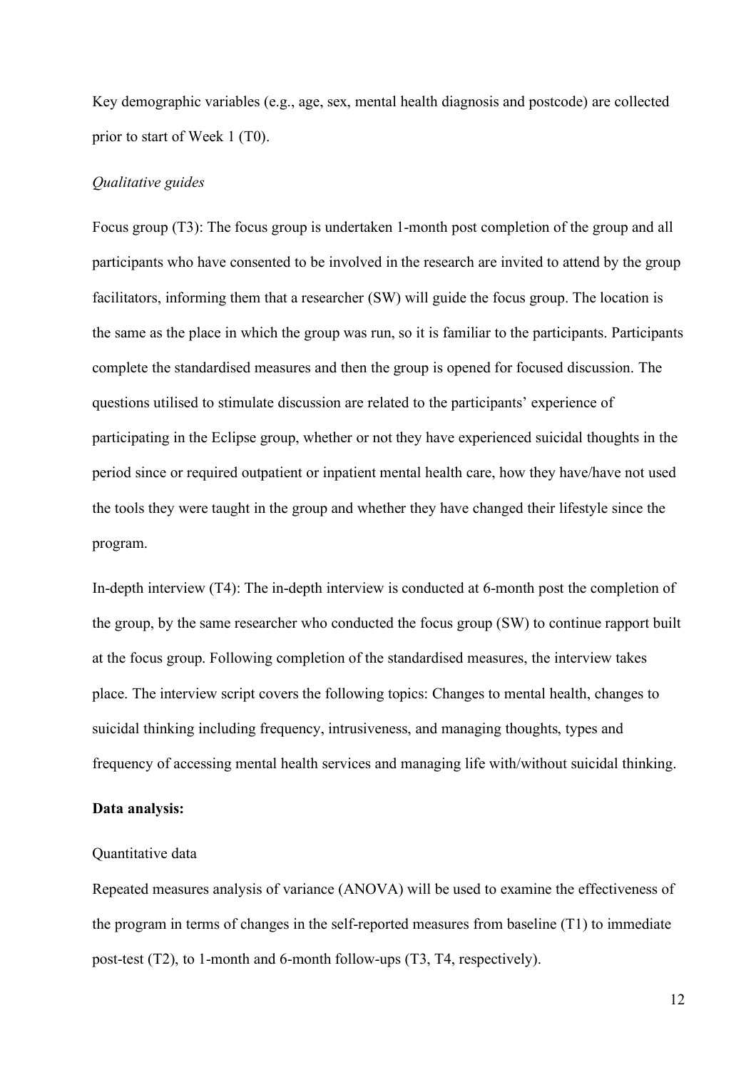Key demographic variables (e.g., age, sex, mental health diagnosis and postcode) are collected prior to start of Week 1 (T0).

*Qualitative guides*

Focus group (T3): The focus group is undertaken 1-month post completion of the group and all participants who have consented to be involved in the research are invited to attend by the group facilitators, informing them that a researcher (SW) will guide the focus group. The location is the same as the place in which the group was run, so it is familiar to the participants. Participants complete the standardised measures and then the group is opened for focused discussion. The questions utilised to stimulate discussion are related to the participants' experience of participating in the Eclipse group, whether or not they have experienced suicidal thoughts in the period since or required outpatient or inpatient mental health care, how they have/have not used the tools they were taught in the group and whether they have changed their lifestyle since the program.

In-depth interview (T4): The in-depth interview is conducted at 6-month post the completion of the group, by the same researcher who conducted the focus group (SW) to continue rapport built at the focus group. Following completion of the standardised measures, the interview takes place. The interview script covers the following topics: Changes to mental health, changes to suicidal thinking including frequency, intrusiveness, and managing thoughts, types and frequency of accessing mental health services and managing life with/without suicidal thinking.

**Data analysis:**

Quantitative data

Repeated measures analysis of variance (ANOVA) will be used to examine the effectiveness of the program in terms of changes in the self-reported measures from baseline (T1) to immediate post-test (T2), to 1-month and 6-month follow-ups (T3, T4, respectively).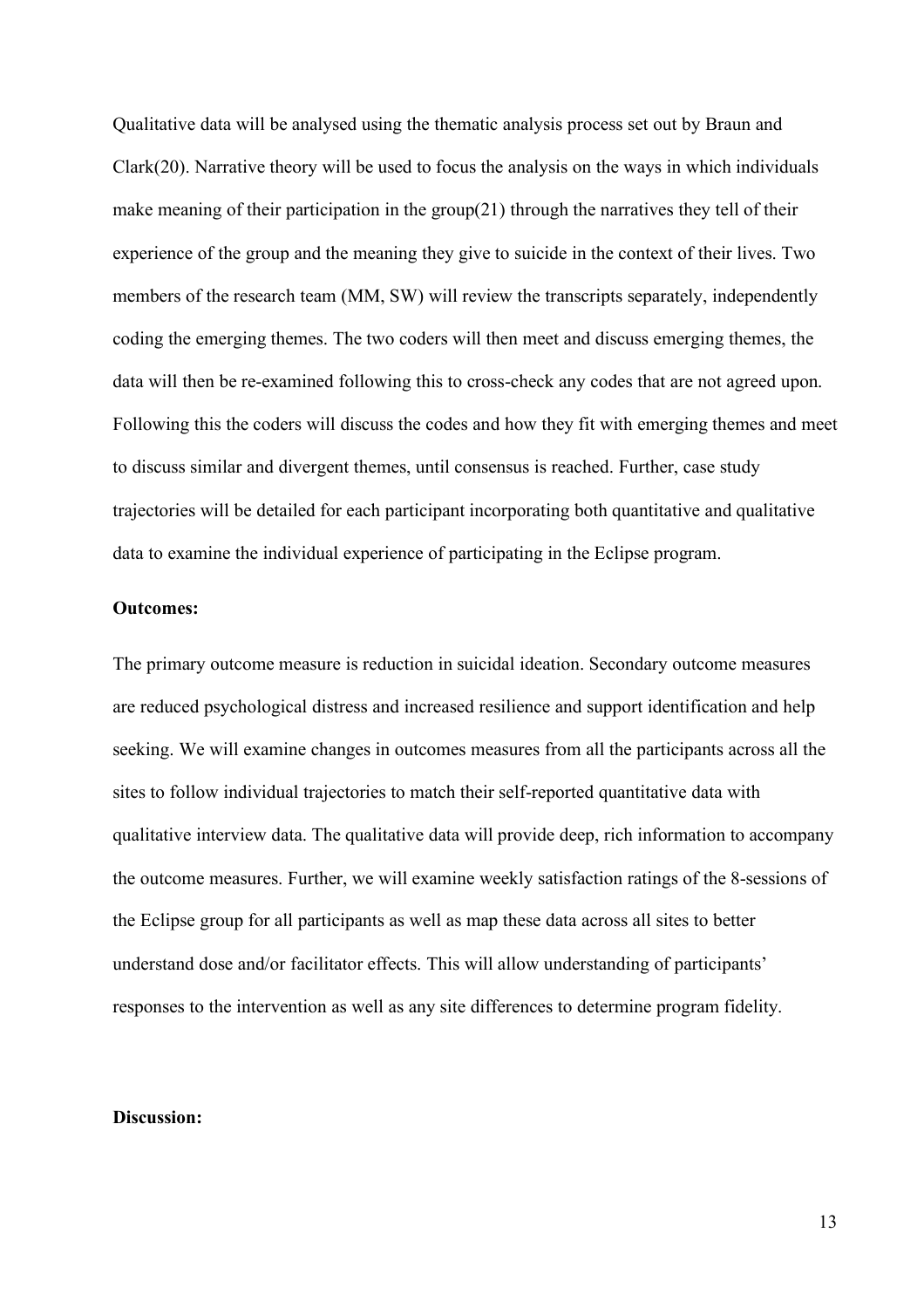Qualitative data will be analysed using the thematic analysis process set out by Braun and Clark(20). Narrative theory will be used to focus the analysis on the ways in which individuals make meaning of their participation in the group(21) through the narratives they tell of their experience of the group and the meaning they give to suicide in the context of their lives. Two members of the research team (MM, SW) will review the transcripts separately, independently coding the emerging themes. The two coders will then meet and discuss emerging themes, the data will then be re-examined following this to cross-check any codes that are not agreed upon. Following this the coders will discuss the codes and how they fit with emerging themes and meet to discuss similar and divergent themes, until consensus is reached. Further, case study trajectories will be detailed for each participant incorporating both quantitative and qualitative data to examine the individual experience of participating in the Eclipse program.

**Outcomes:**

The primary outcome measure is reduction in suicidal ideation. Secondary outcome measures are reduced psychological distress and increased resilience and support identification and help seeking. We will examine changes in outcomes measures from all the participants across all the sites to follow individual trajectories to match their self-reported quantitative data with qualitative interview data. The qualitative data will provide deep, rich information to accompany the outcome measures. Further, we will examine weekly satisfaction ratings of the 8-sessions of the Eclipse group for all participants as well as map these data across all sites to better understand dose and/or facilitator effects. This will allow understanding of participants' responses to the intervention as well as any site differences to determine program fidelity.

**Discussion:**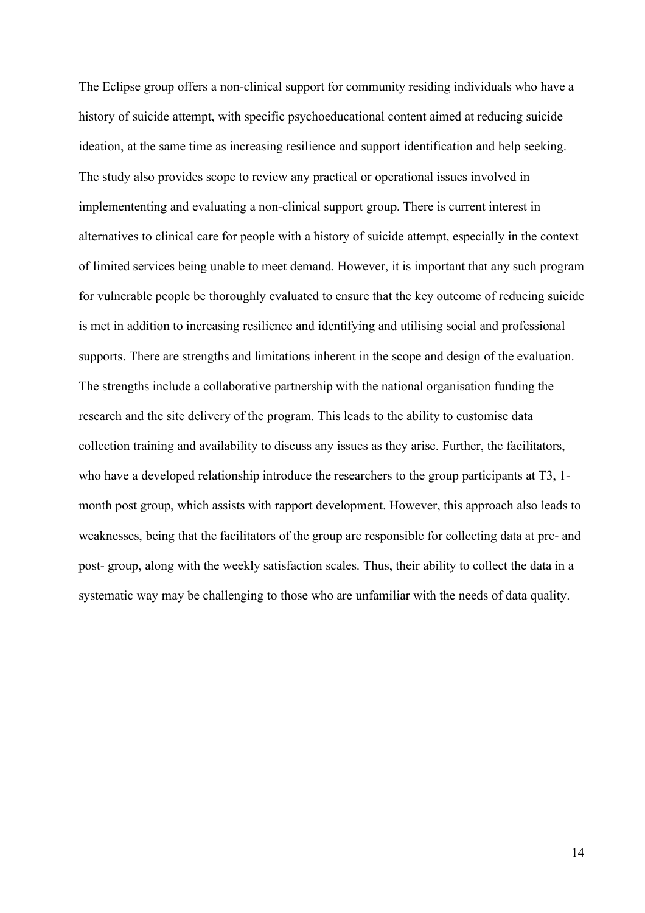The Eclipse group offers a non-clinical support for community residing individuals who have a history of suicide attempt, with specific psychoeducational content aimed at reducing suicide ideation, at the same time as increasing resilience and support identification and help seeking. The study also provides scope to review any practical or operational issues involved in implemententing and evaluating a non-clinical support group. There is current interest in alternatives to clinical care for people with a history of suicide attempt, especially in the context of limited services being unable to meet demand. However, it is important that any such program for vulnerable people be thoroughly evaluated to ensure that the key outcome of reducing suicide is met in addition to increasing resilience and identifying and utilising social and professional supports. There are strengths and limitations inherent in the scope and design of the evaluation. The strengths include a collaborative partnership with the national organisation funding the research and the site delivery of the program. This leads to the ability to customise data collection training and availability to discuss any issues as they arise. Further, the facilitators, who have a developed relationship introduce the researchers to the group participants at T3, 1-month post group, which assists with rapport development. However, this approach also leads to weaknesses, being that the facilitators of the group are responsible for collecting data at pre- and post- group, along with the weekly satisfaction scales. Thus, their ability to collect the data in a systematic way may be challenging to those who are unfamiliar with the needs of data quality.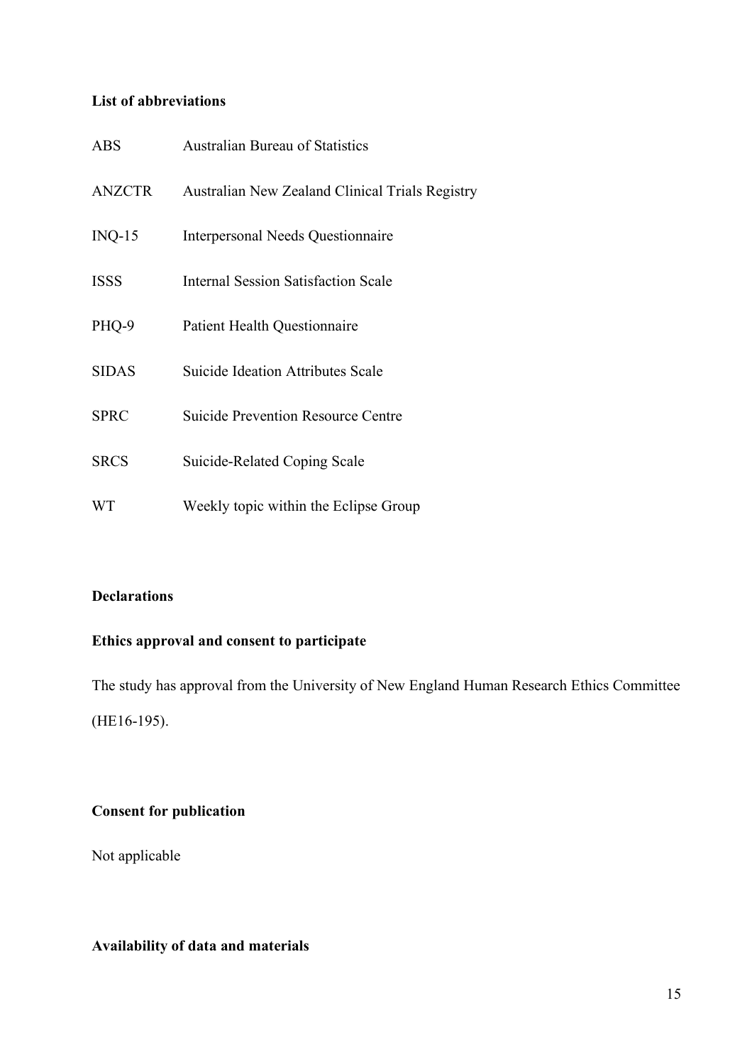## List of abbreviations

| | |
|---|---|
| ABS | Australian Bureau of Statistics |
| ANZCTR | Australian New Zealand Clinical Trials Registry |
| INQ-15 | Interpersonal Needs Questionnaire |
| ISSS | Internal Session Satisfaction Scale |
| PHQ-9 | Patient Health Questionnaire |
| SIDAS | Suicide Ideation Attributes Scale |
| SPRC | Suicide Prevention Resource Centre |
| SRCS | Suicide-Related Coping Scale |
| WT | Weekly topic within the Eclipse Group |

## Declarations

### Ethics approval and consent to participate

The study has approval from the University of New England Human Research Ethics Committee (HE16-195).

### Consent for publication

Not applicable

### Availability of data and materials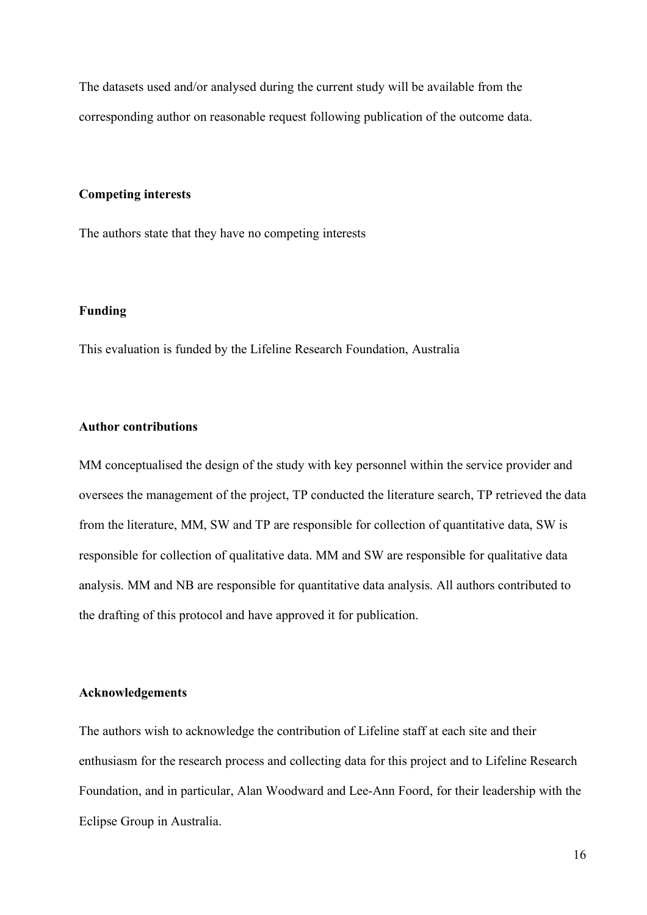The datasets used and/or analysed during the current study will be available from the corresponding author on reasonable request following publication of the outcome data.

**Competing interests**

The authors state that they have no competing interests

**Funding**

This evaluation is funded by the Lifeline Research Foundation, Australia

**Author contributions**

MM conceptualised the design of the study with key personnel within the service provider and oversees the management of the project, TP conducted the literature search, TP retrieved the data from the literature, MM, SW and TP are responsible for collection of quantitative data, SW is responsible for collection of qualitative data. MM and SW are responsible for qualitative data analysis. MM and NB are responsible for quantitative data analysis. All authors contributed to the drafting of this protocol and have approved it for publication.

**Acknowledgements**

The authors wish to acknowledge the contribution of Lifeline staff at each site and their enthusiasm for the research process and collecting data for this project and to Lifeline Research Foundation, and in particular, Alan Woodward and Lee-Ann Foord, for their leadership with the Eclipse Group in Australia.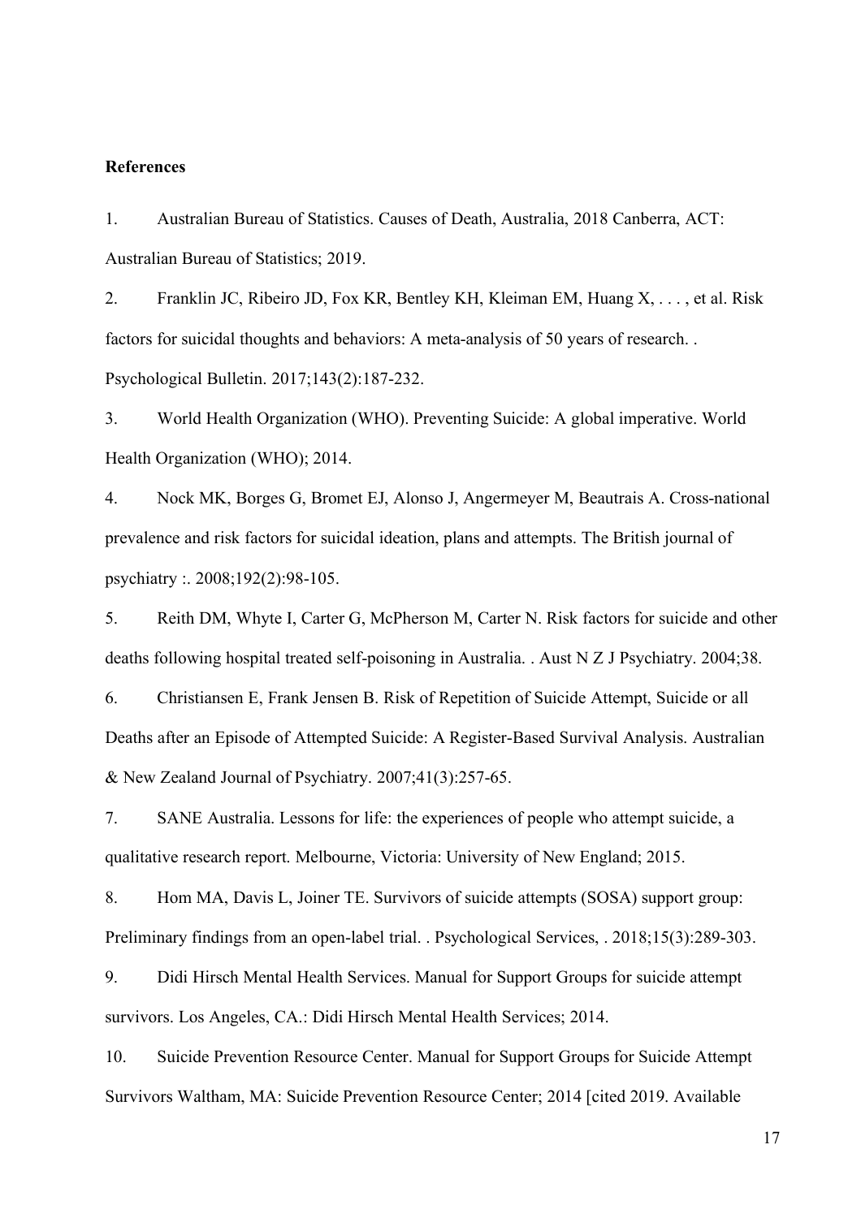**References**

1. Australian Bureau of Statistics. Causes of Death, Australia, 2018 Canberra, ACT: Australian Bureau of Statistics; 2019.

2. Franklin JC, Ribeiro JD, Fox KR, Bentley KH, Kleiman EM, Huang X, . . . , et al. Risk factors for suicidal thoughts and behaviors: A meta-analysis of 50 years of research. . Psychological Bulletin. 2017;143(2):187-232.

3. World Health Organization (WHO). Preventing Suicide: A global imperative. World Health Organization (WHO); 2014.

4. Nock MK, Borges G, Bromet EJ, Alonso J, Angermeyer M, Beautrais A. Cross-national prevalence and risk factors for suicidal ideation, plans and attempts. The British journal of psychiatry :. 2008;192(2):98-105.

5. Reith DM, Whyte I, Carter G, McPherson M, Carter N. Risk factors for suicide and other deaths following hospital treated self-poisoning in Australia. . Aust N Z J Psychiatry. 2004;38.

6. Christiansen E, Frank Jensen B. Risk of Repetition of Suicide Attempt, Suicide or all Deaths after an Episode of Attempted Suicide: A Register-Based Survival Analysis. Australian & New Zealand Journal of Psychiatry. 2007;41(3):257-65.

7. SANE Australia. Lessons for life: the experiences of people who attempt suicide, a qualitative research report. Melbourne, Victoria: University of New England; 2015.

8. Hom MA, Davis L, Joiner TE. Survivors of suicide attempts (SOSA) support group: Preliminary findings from an open-label trial. . Psychological Services, . 2018;15(3):289-303.

9. Didi Hirsch Mental Health Services. Manual for Support Groups for suicide attempt survivors. Los Angeles, CA.: Didi Hirsch Mental Health Services; 2014.

10. Suicide Prevention Resource Center. Manual for Support Groups for Suicide Attempt Survivors Waltham, MA: Suicide Prevention Resource Center; 2014 [cited 2019. Available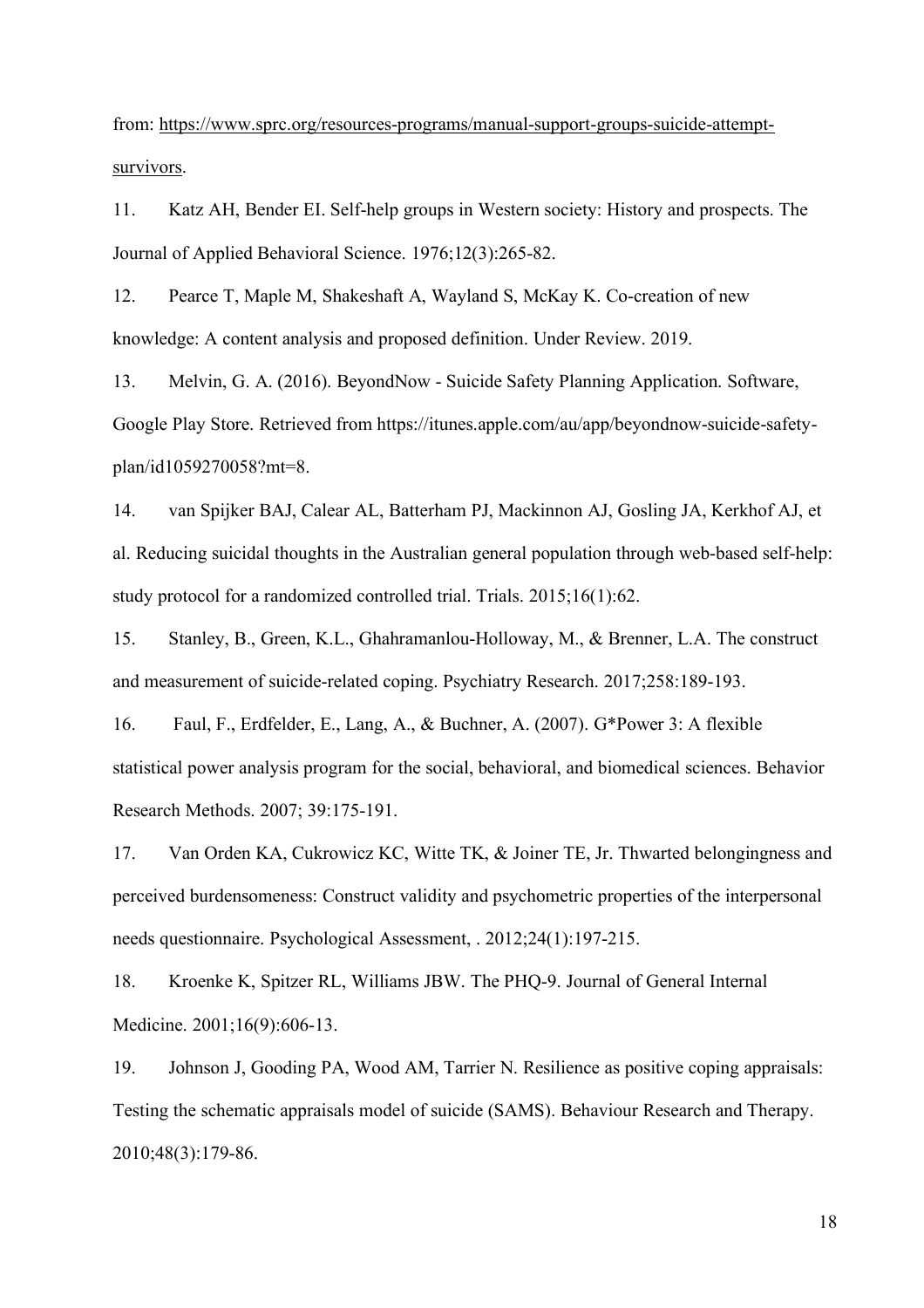from: https://www.sprc.org/resources-programs/manual-support-groups-suicide-attempt-survivors.

11. Katz AH, Bender EI. Self-help groups in Western society: History and prospects. The Journal of Applied Behavioral Science. 1976;12(3):265-82.

12. Pearce T, Maple M, Shakeshaft A, Wayland S, McKay K. Co-creation of new knowledge: A content analysis and proposed definition. Under Review. 2019.

13. Melvin, G. A. (2016). BeyondNow - Suicide Safety Planning Application. Software, Google Play Store. Retrieved from https://itunes.apple.com/au/app/beyondnow-suicide-safety-plan/id1059270058?mt=8.

14. van Spijker BAJ, Calear AL, Batterham PJ, Mackinnon AJ, Gosling JA, Kerkhof AJ, et al. Reducing suicidal thoughts in the Australian general population through web-based self-help: study protocol for a randomized controlled trial. Trials. 2015;16(1):62.

15. Stanley, B., Green, K.L., Ghahramanlou-Holloway, M., & Brenner, L.A. The construct and measurement of suicide-related coping. Psychiatry Research. 2017;258:189-193.

16. Faul, F., Erdfelder, E., Lang, A., & Buchner, A. (2007). G*Power 3: A flexible statistical power analysis program for the social, behavioral, and biomedical sciences. Behavior Research Methods. 2007; 39:175-191.

17. Van Orden KA, Cukrowicz KC, Witte TK, & Joiner TE, Jr. Thwarted belongingness and perceived burdensomeness: Construct validity and psychometric properties of the interpersonal needs questionnaire. Psychological Assessment, . 2012;24(1):197-215.

18. Kroenke K, Spitzer RL, Williams JBW. The PHQ-9. Journal of General Internal Medicine. 2001;16(9):606-13.

19. Johnson J, Gooding PA, Wood AM, Tarrier N. Resilience as positive coping appraisals: Testing the schematic appraisals model of suicide (SAMS). Behaviour Research and Therapy. 2010;48(3):179-86.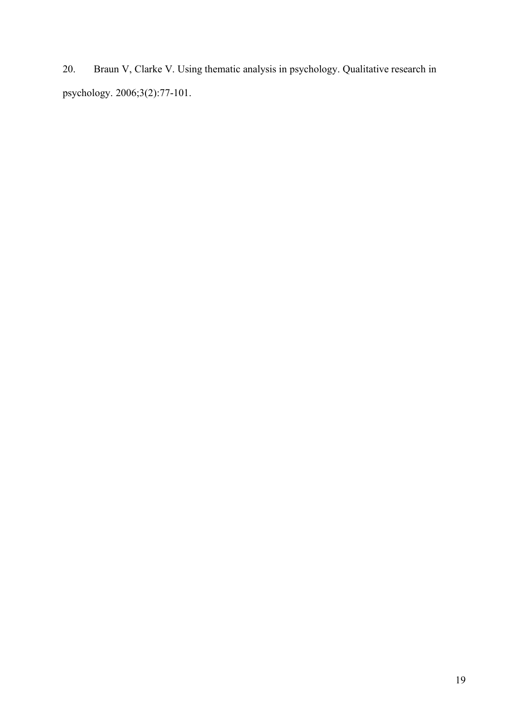20. Braun V, Clarke V. Using thematic analysis in psychology. Qualitative research in psychology. 2006;3(2):77-101.